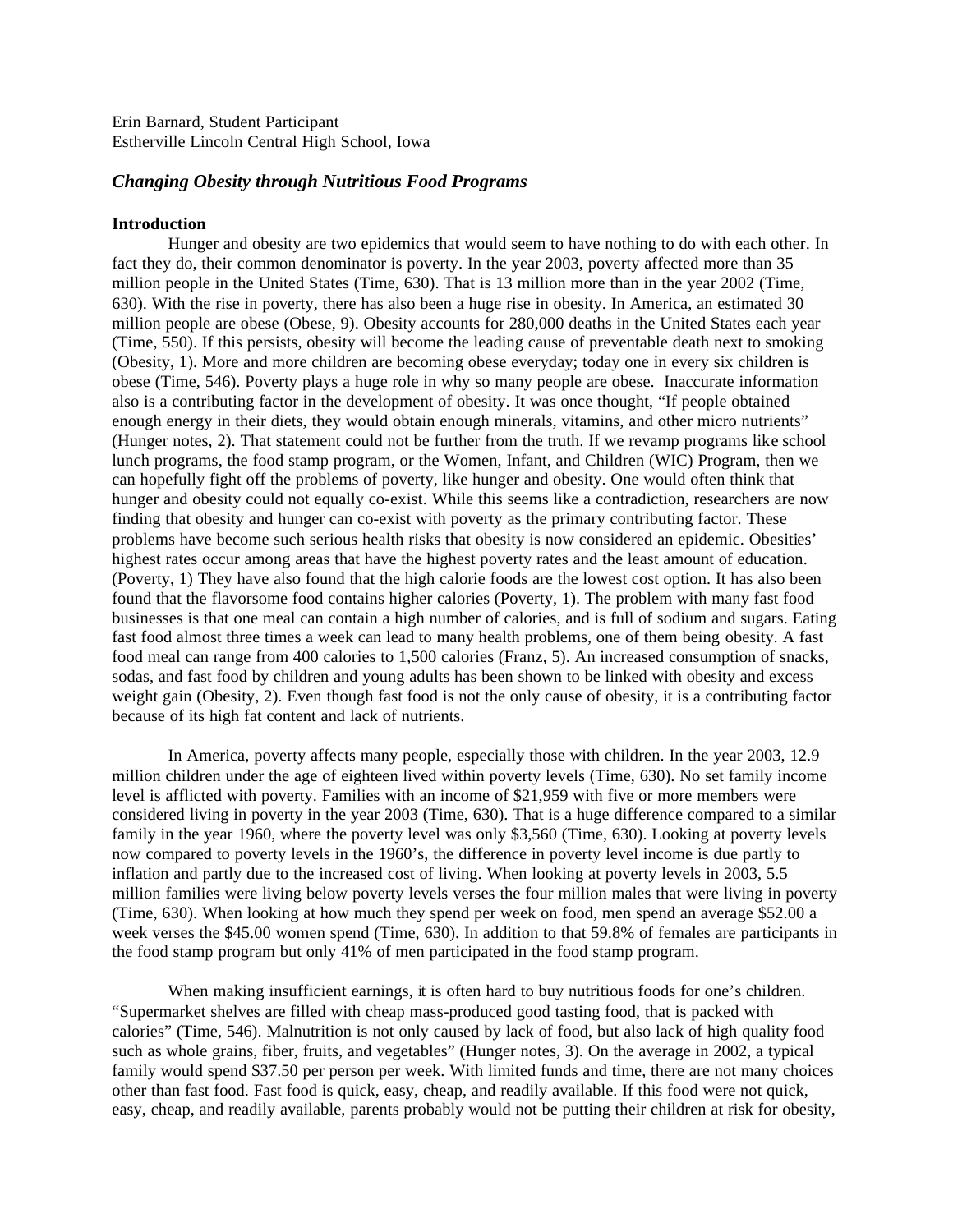Erin Barnard, Student Participant
Estherville Lincoln Central High School, Iowa

## *Changing Obesity through Nutritious Food Programs*

**Introduction**

Hunger and obesity are two epidemics that would seem to have nothing to do with each other. In fact they do, their common denominator is poverty. In the year 2003, poverty affected more than 35 million people in the United States (Time, 630). That is 13 million more than in the year 2002 (Time, 630). With the rise in poverty, there has also been a huge rise in obesity. In America, an estimated 30 million people are obese (Obese, 9). Obesity accounts for 280,000 deaths in the United States each year (Time, 550). If this persists, obesity will become the leading cause of preventable death next to smoking (Obesity, 1). More and more children are becoming obese everyday; today one in every six children is obese (Time, 546). Poverty plays a huge role in why so many people are obese. Inaccurate information also is a contributing factor in the development of obesity. It was once thought, "If people obtained enough energy in their diets, they would obtain enough minerals, vitamins, and other micro nutrients" (Hunger notes, 2). That statement could not be further from the truth. If we revamp programs like school lunch programs, the food stamp program, or the Women, Infant, and Children (WIC) Program, then we can hopefully fight off the problems of poverty, like hunger and obesity. One would often think that hunger and obesity could not equally co-exist. While this seems like a contradiction, researchers are now finding that obesity and hunger can co-exist with poverty as the primary contributing factor. These problems have become such serious health risks that obesity is now considered an epidemic. Obesities' highest rates occur among areas that have the highest poverty rates and the least amount of education. (Poverty, 1) They have also found that the high calorie foods are the lowest cost option. It has also been found that the flavorsome food contains higher calories (Poverty, 1). The problem with many fast food businesses is that one meal can contain a high number of calories, and is full of sodium and sugars. Eating fast food almost three times a week can lead to many health problems, one of them being obesity. A fast food meal can range from 400 calories to 1,500 calories (Franz, 5). An increased consumption of snacks, sodas, and fast food by children and young adults has been shown to be linked with obesity and excess weight gain (Obesity, 2). Even though fast food is not the only cause of obesity, it is a contributing factor because of its high fat content and lack of nutrients.

In America, poverty affects many people, especially those with children. In the year 2003, 12.9 million children under the age of eighteen lived within poverty levels (Time, 630). No set family income level is afflicted with poverty. Families with an income of $21,959 with five or more members were considered living in poverty in the year 2003 (Time, 630). That is a huge difference compared to a similar family in the year 1960, where the poverty level was only $3,560 (Time, 630). Looking at poverty levels now compared to poverty levels in the 1960's, the difference in poverty level income is due partly to inflation and partly due to the increased cost of living. When looking at poverty levels in 2003, 5.5 million families were living below poverty levels verses the four million males that were living in poverty (Time, 630). When looking at how much they spend per week on food, men spend an average $52.00 a week verses the $45.00 women spend (Time, 630). In addition to that 59.8% of females are participants in the food stamp program but only 41% of men participated in the food stamp program.

When making insufficient earnings, it is often hard to buy nutritious foods for one's children. "Supermarket shelves are filled with cheap mass-produced good tasting food, that is packed with calories" (Time, 546). Malnutrition is not only caused by lack of food, but also lack of high quality food such as whole grains, fiber, fruits, and vegetables" (Hunger notes, 3). On the average in 2002, a typical family would spend $37.50 per person per week. With limited funds and time, there are not many choices other than fast food. Fast food is quick, easy, cheap, and readily available. If this food were not quick, easy, cheap, and readily available, parents probably would not be putting their children at risk for obesity,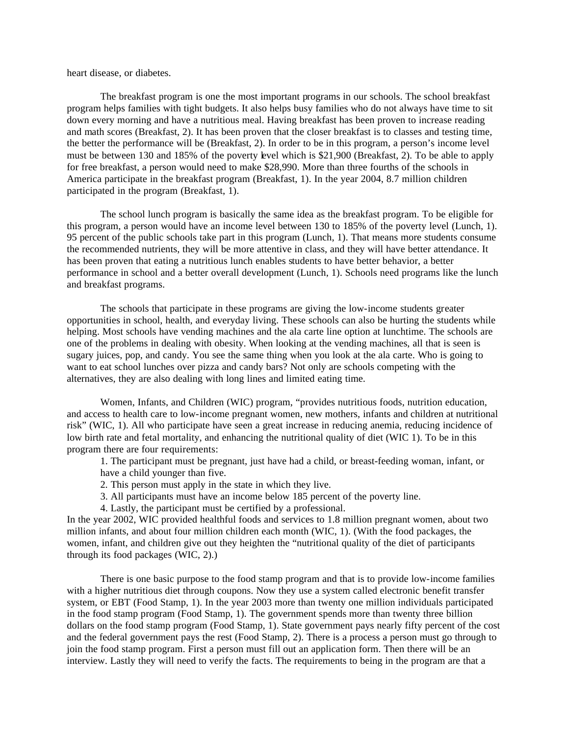heart disease, or diabetes.

The breakfast program is one the most important programs in our schools. The school breakfast program helps families with tight budgets. It also helps busy families who do not always have time to sit down every morning and have a nutritious meal. Having breakfast has been proven to increase reading and math scores (Breakfast, 2). It has been proven that the closer breakfast is to classes and testing time, the better the performance will be (Breakfast, 2). In order to be in this program, a person's income level must be between 130 and 185% of the poverty level which is $21,900 (Breakfast, 2). To be able to apply for free breakfast, a person would need to make $28,990. More than three fourths of the schools in America participate in the breakfast program (Breakfast, 1). In the year 2004, 8.7 million children participated in the program (Breakfast, 1).

The school lunch program is basically the same idea as the breakfast program. To be eligible for this program, a person would have an income level between 130 to 185% of the poverty level (Lunch, 1). 95 percent of the public schools take part in this program (Lunch, 1). That means more students consume the recommended nutrients, they will be more attentive in class, and they will have better attendance. It has been proven that eating a nutritious lunch enables students to have better behavior, a better performance in school and a better overall development (Lunch, 1). Schools need programs like the lunch and breakfast programs.

The schools that participate in these programs are giving the low-income students greater opportunities in school, health, and everyday living. These schools can also be hurting the students while helping. Most schools have vending machines and the ala carte line option at lunchtime. The schools are one of the problems in dealing with obesity. When looking at the vending machines, all that is seen is sugary juices, pop, and candy. You see the same thing when you look at the ala carte. Who is going to want to eat school lunches over pizza and candy bars? Not only are schools competing with the alternatives, they are also dealing with long lines and limited eating time.

Women, Infants, and Children (WIC) program, "provides nutritious foods, nutrition education, and access to health care to low-income pregnant women, new mothers, infants and children at nutritional risk" (WIC, 1). All who participate have seen a great increase in reducing anemia, reducing incidence of low birth rate and fetal mortality, and enhancing the nutritional quality of diet (WIC 1). To be in this program there are four requirements:

1. The participant must be pregnant, just have had a child, or breast-feeding woman, infant, or have a child younger than five.
2. This person must apply in the state in which they live.
3. All participants must have an income below 185 percent of the poverty line.
4. Lastly, the participant must be certified by a professional.

In the year 2002, WIC provided healthful foods and services to 1.8 million pregnant women, about two million infants, and about four million children each month (WIC, 1). (With the food packages, the women, infant, and children give out they heighten the "nutritional quality of the diet of participants through its food packages (WIC, 2).)

There is one basic purpose to the food stamp program and that is to provide low-income families with a higher nutritious diet through coupons. Now they use a system called electronic benefit transfer system, or EBT (Food Stamp, 1). In the year 2003 more than twenty one million individuals participated in the food stamp program (Food Stamp, 1). The government spends more than twenty three billion dollars on the food stamp program (Food Stamp, 1). State government pays nearly fifty percent of the cost and the federal government pays the rest (Food Stamp, 2). There is a process a person must go through to join the food stamp program. First a person must fill out an application form. Then there will be an interview. Lastly they will need to verify the facts. The requirements to being in the program are that a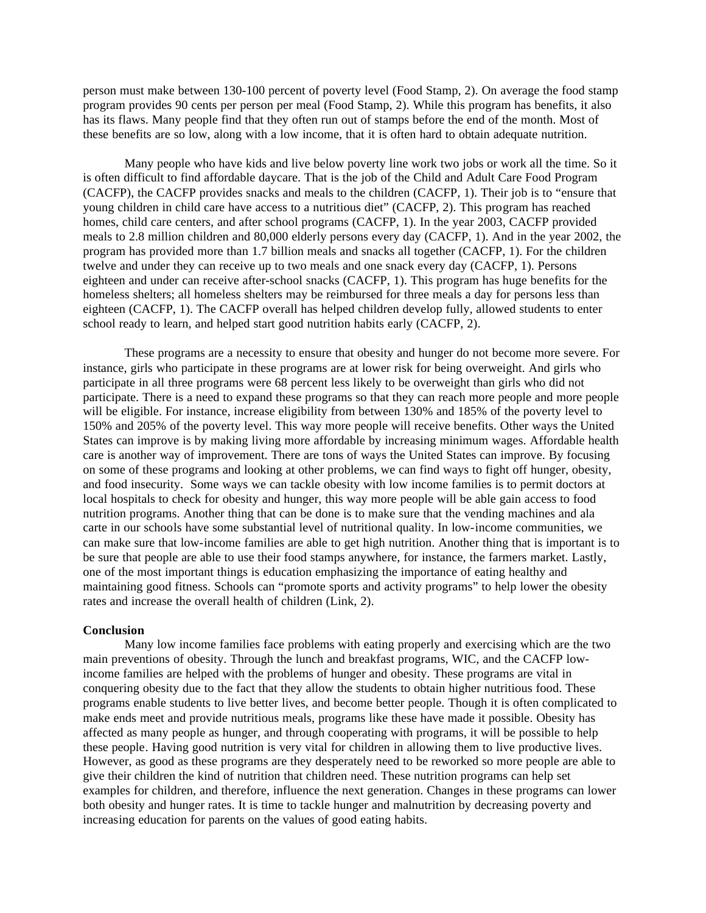person must make between 130-100 percent of poverty level (Food Stamp, 2). On average the food stamp program provides 90 cents per person per meal (Food Stamp, 2). While this program has benefits, it also has its flaws. Many people find that they often run out of stamps before the end of the month. Most of these benefits are so low, along with a low income, that it is often hard to obtain adequate nutrition.

Many people who have kids and live below poverty line work two jobs or work all the time. So it is often difficult to find affordable daycare. That is the job of the Child and Adult Care Food Program (CACFP), the CACFP provides snacks and meals to the children (CACFP, 1). Their job is to "ensure that young children in child care have access to a nutritious diet" (CACFP, 2). This program has reached homes, child care centers, and after school programs (CACFP, 1). In the year 2003, CACFP provided meals to 2.8 million children and 80,000 elderly persons every day (CACFP, 1). And in the year 2002, the program has provided more than 1.7 billion meals and snacks all together (CACFP, 1). For the children twelve and under they can receive up to two meals and one snack every day (CACFP, 1). Persons eighteen and under can receive after-school snacks (CACFP, 1). This program has huge benefits for the homeless shelters; all homeless shelters may be reimbursed for three meals a day for persons less than eighteen (CACFP, 1). The CACFP overall has helped children develop fully, allowed students to enter school ready to learn, and helped start good nutrition habits early (CACFP, 2).

These programs are a necessity to ensure that obesity and hunger do not become more severe. For instance, girls who participate in these programs are at lower risk for being overweight. And girls who participate in all three programs were 68 percent less likely to be overweight than girls who did not participate. There is a need to expand these programs so that they can reach more people and more people will be eligible. For instance, increase eligibility from between 130% and 185% of the poverty level to 150% and 205% of the poverty level. This way more people will receive benefits. Other ways the United States can improve is by making living more affordable by increasing minimum wages. Affordable health care is another way of improvement. There are tons of ways the United States can improve. By focusing on some of these programs and looking at other problems, we can find ways to fight off hunger, obesity, and food insecurity. Some ways we can tackle obesity with low income families is to permit doctors at local hospitals to check for obesity and hunger, this way more people will be able gain access to food nutrition programs. Another thing that can be done is to make sure that the vending machines and ala carte in our schools have some substantial level of nutritional quality. In low-income communities, we can make sure that low-income families are able to get high nutrition. Another thing that is important is to be sure that people are able to use their food stamps anywhere, for instance, the farmers market. Lastly, one of the most important things is education emphasizing the importance of eating healthy and maintaining good fitness. Schools can "promote sports and activity programs" to help lower the obesity rates and increase the overall health of children (Link, 2).

**Conclusion**

Many low income families face problems with eating properly and exercising which are the two main preventions of obesity. Through the lunch and breakfast programs, WIC, and the CACFP low-income families are helped with the problems of hunger and obesity. These programs are vital in conquering obesity due to the fact that they allow the students to obtain higher nutritious food. These programs enable students to live better lives, and become better people. Though it is often complicated to make ends meet and provide nutritious meals, programs like these have made it possible. Obesity has affected as many people as hunger, and through cooperating with programs, it will be possible to help these people. Having good nutrition is very vital for children in allowing them to live productive lives. However, as good as these programs are they desperately need to be reworked so more people are able to give their children the kind of nutrition that children need. These nutrition programs can help set examples for children, and therefore, influence the next generation. Changes in these programs can lower both obesity and hunger rates. It is time to tackle hunger and malnutrition by decreasing poverty and increasing education for parents on the values of good eating habits.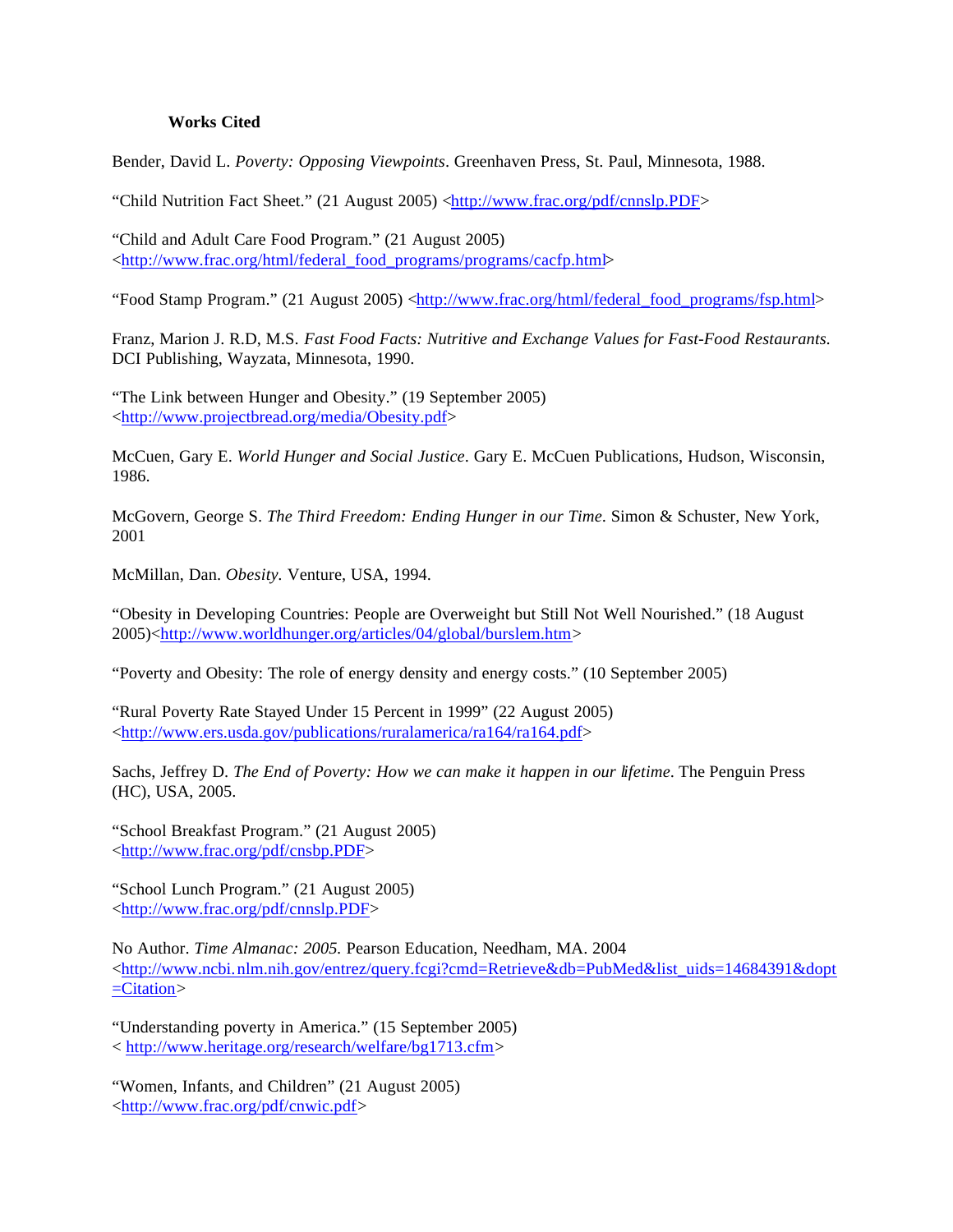**Works Cited**

Bender, David L. *Poverty: Opposing Viewpoints*. Greenhaven Press, St. Paul, Minnesota, 1988.

"Child Nutrition Fact Sheet." (21 August 2005) <http://www.frac.org/pdf/cnnslp.PDF>

"Child and Adult Care Food Program." (21 August 2005) <http://www.frac.org/html/federal_food_programs/programs/cacfp.html>

"Food Stamp Program." (21 August 2005) <http://www.frac.org/html/federal_food_programs/fsp.html>

Franz, Marion J. R.D, M.S. *Fast Food Facts: Nutritive and Exchange Values for Fast-Food Restaurants.* DCI Publishing, Wayzata, Minnesota, 1990.

"The Link between Hunger and Obesity." (19 September 2005) <http://www.projectbread.org/media/Obesity.pdf>

McCuen, Gary E. *World Hunger and Social Justice*. Gary E. McCuen Publications, Hudson, Wisconsin, 1986.

McGovern, George S. *The Third Freedom: Ending Hunger in our Time*. Simon & Schuster, New York, 2001

McMillan, Dan. *Obesity.* Venture, USA, 1994.

"Obesity in Developing Countries: People are Overweight but Still Not Well Nourished." (18 August 2005)<http://www.worldhunger.org/articles/04/global/burslem.htm>

"Poverty and Obesity: The role of energy density and energy costs." (10 September 2005)

"Rural Poverty Rate Stayed Under 15 Percent in 1999" (22 August 2005) <http://www.ers.usda.gov/publications/ruralamerica/ra164/ra164.pdf>

Sachs, Jeffrey D. *The End of Poverty: How we can make it happen in our lifetime*. The Penguin Press (HC), USA, 2005.

"School Breakfast Program." (21 August 2005) <http://www.frac.org/pdf/cnsbp.PDF>

"School Lunch Program." (21 August 2005) <http://www.frac.org/pdf/cnnslp.PDF>

No Author. *Time Almanac: 2005.* Pearson Education, Needham, MA. 2004 <http://www.ncbi.nlm.nih.gov/entrez/query.fcgi?cmd=Retrieve&db=PubMed&list_uids=14684391&dopt=Citation>

"Understanding poverty in America." (15 September 2005) < http://www.heritage.org/research/welfare/bg1713.cfm>

"Women, Infants, and Children" (21 August 2005) <http://www.frac.org/pdf/cnwic.pdf>